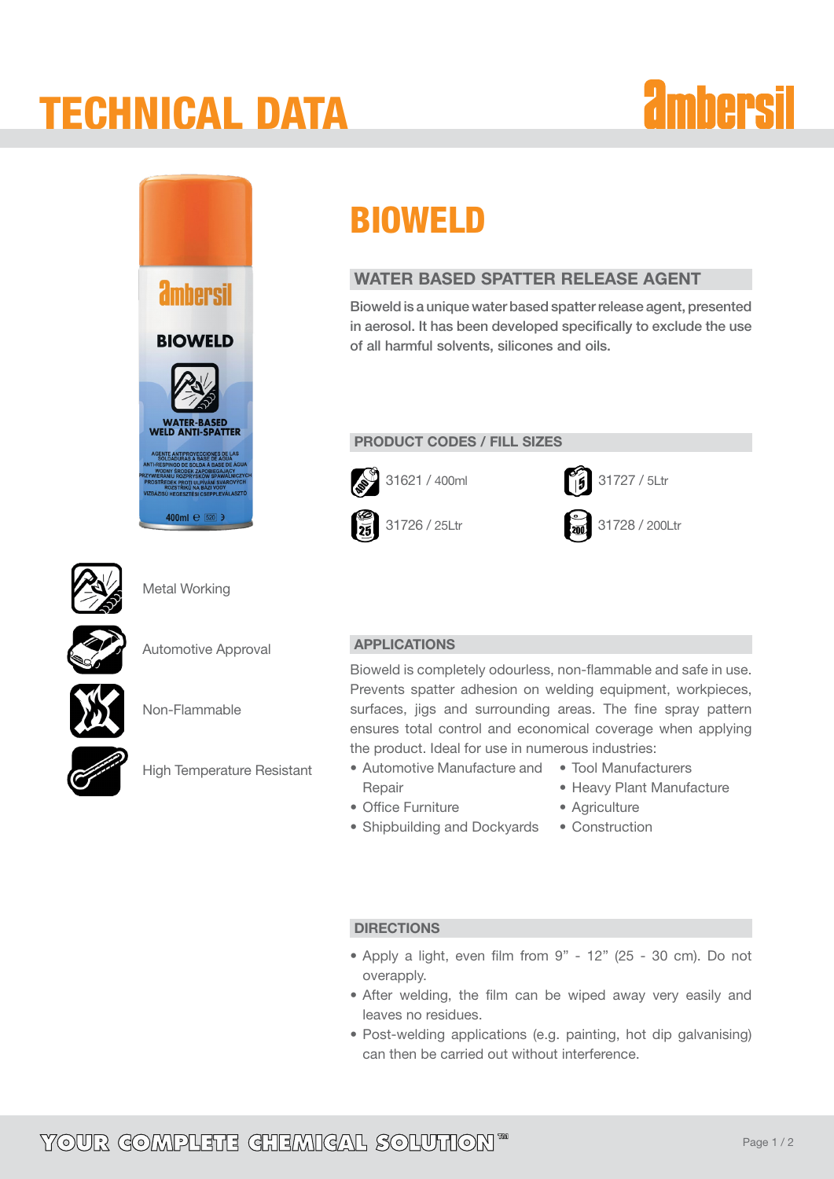# TECHNICAL DATA

amberSil

# BIOWELD

## WATER BASED SPATTER RELEASE AGENT

**Bioweld is a unique water based spatter release agent, presented in aerosol. It has been developed specifically to exclude the use of all harmful solvents, silicones and oils.**

## PRODUCT CODES / FILL SIZES

- 31621 / 400ml
- 31727 / 5Ltr
- 31726 / 25Ltr
- 31728 / 200Ltr

- Metal Working
- Automotive Approval
- Non-Flammable
- High Temperature Resistant

## APPLICATIONS

Bioweld is completely odourless, non-flammable and safe in use. Prevents spatter adhesion on welding equipment, workpieces, surfaces, jigs and surrounding areas. The fine spray pattern ensures total control and economical coverage when applying the product. Ideal for use in numerous industries:

- Automotive Manufacture and Repair
- Office Furniture
- Shipbuilding and Dockyards
- Tool Manufacturers
- Heavy Plant Manufacture
- Agriculture
- Construction

## DIRECTIONS

- Apply a light, even film from 9" - 12" (25 - 30 cm). Do not overapply.
- After welding, the film can be wiped away very easily and leaves no residues.
- Post-welding applications (e.g. painting, hot dip galvanising) can then be carried out without interference.

YOUR COMPLETE CHEMICAL SOLUTION™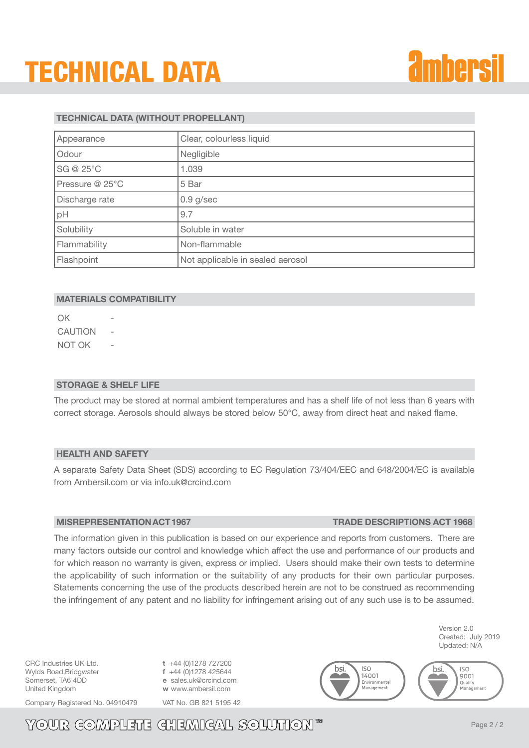# TECHNICAL DATA

## TECHNICAL DATA (WITHOUT PROPELLANT)

| | |
|---|---|
| Appearance | Clear, colourless liquid |
| Odour | Negligible |
| SG @ 25°C | 1.039 |
| Pressure @ 25°C | 5 Bar |
| Discharge rate | 0.9 g/sec |
| pH | 9.7 |
| Solubility | Soluble in water |
| Flammability | Non-flammable |
| Flashpoint | Not applicable in sealed aerosol |

## MATERIALS COMPATIBILITY

OK -
CAUTION -
NOT OK -

## STORAGE & SHELF LIFE

The product may be stored at normal ambient temperatures and has a shelf life of not less than 6 years with correct storage. Aerosols should always be stored below 50°C, away from direct heat and naked flame.

## HEALTH AND SAFETY

A separate Safety Data Sheet (SDS) according to EC Regulation 73/404/EEC and 648/2004/EC is available from Ambersil.com or via info.uk@crcind.com

## MISREPRESENTATION ACT 1967 — TRADE DESCRIPTIONS ACT 1968

The information given in this publication is based on our experience and reports from customers. There are many factors outside our control and knowledge which affect the use and performance of our products and for which reason no warranty is given, express or implied. Users should make their own tests to determine the applicability of such information or the suitability of any products for their own particular purposes. Statements concerning the use of the products described herein are not to be construed as recommending the infringement of any patent and no liability for infringement arising out of any such use is to be assumed.

Version 2.0
Created: July 2019
Updated: N/A

CRC Industries UK Ltd.
Wylds Road,Bridgwater
Somerset, TA6 4DD
United Kingdom

Company Registered No. 04910479

t +44 (0)1278 727200
f +44 (0)1278 425644
e sales.uk@crcind.com
w www.ambersil.com

VAT No. GB 821 5195 42

bsi. ISO 14001 Environmental Management

bsi. ISO 9001 Quality Management

YOUR COMPLETE CHEMICAL SOLUTION™